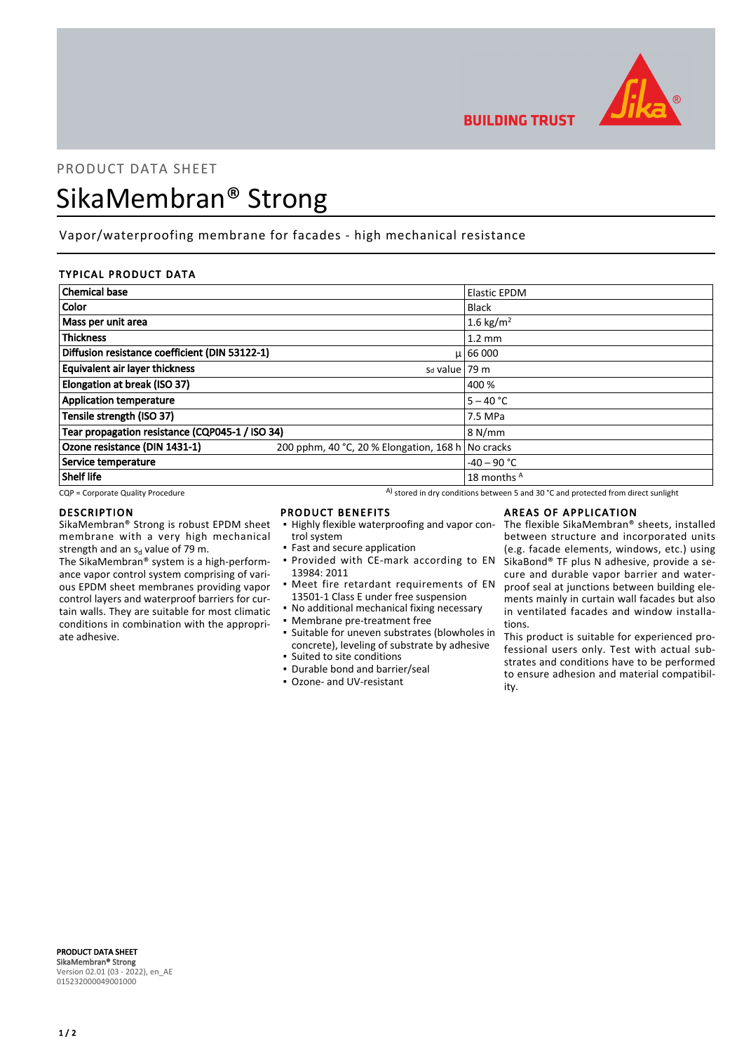PRODUCT DATA SHEET

# SikaMembran® Strong

Vapor/waterproofing membrane for facades - high mechanical resistance

## TYPICAL PRODUCT DATA

| Property | | Value |
|---|---|---|
| **Chemical base** | | Elastic EPDM |
| **Color** | | Black |
| **Mass per unit area** | | 1.6 kg/m² |
| **Thickness** | | 1.2 mm |
| **Diffusion resistance coefficient (DIN 53122-1)** | μ | 66 000 |
| **Equivalent air layer thickness** | $s_d$ value | 79 m |
| **Elongation at break (ISO 37)** | | 400 % |
| **Application temperature** | | 5 – 40 °C |
| **Tensile strength (ISO 37)** | | 7.5 MPa |
| **Tear propagation resistance (CQP045-1 / ISO 34)** | | 8 N/mm |
| **Ozone resistance (DIN 1431-1)** | 200 pphm, 40 °C, 20 % Elongation, 168 h | No cracks |
| **Service temperature** | | -40 – 90 °C |
| **Shelf life** | | 18 months [A] |

CQP = Corporate Quality Procedure

[A] stored in dry conditions between 5 and 30 °C and protected from direct sunlight

## DESCRIPTION

SikaMembran® Strong is robust EPDM sheet membrane with a very high mechanical strength and an $s_d$ value of 79 m.

The SikaMembran® system is a high-performance vapor control system comprising of various EPDM sheet membranes providing vapor control layers and waterproof barriers for curtain walls. They are suitable for most climatic conditions in combination with the appropriate adhesive.

## PRODUCT BENEFITS

- Highly flexible waterproofing and vapor control system
- Fast and secure application
- Provided with CE-mark according to EN 13984: 2011
- Meet fire retardant requirements of EN 13501-1 Class E under free suspension
- No additional mechanical fixing necessary
- Membrane pre-treatment free
- Suitable for uneven substrates (blowholes in concrete), leveling of substrate by adhesive
- Suited to site conditions
- Durable bond and barrier/seal
- Ozone- and UV-resistant

## AREAS OF APPLICATION

The flexible SikaMembran® sheets, installed between structure and incorporated units (e.g. facade elements, windows, etc.) using SikaBond® TF plus N adhesive, provide a secure and durable vapor barrier and waterproof seal at junctions between building elements mainly in curtain wall facades but also in ventilated facades and window installations.

This product is suitable for experienced professional users only. Test with actual substrates and conditions have to be performed to ensure adhesion and material compatibility.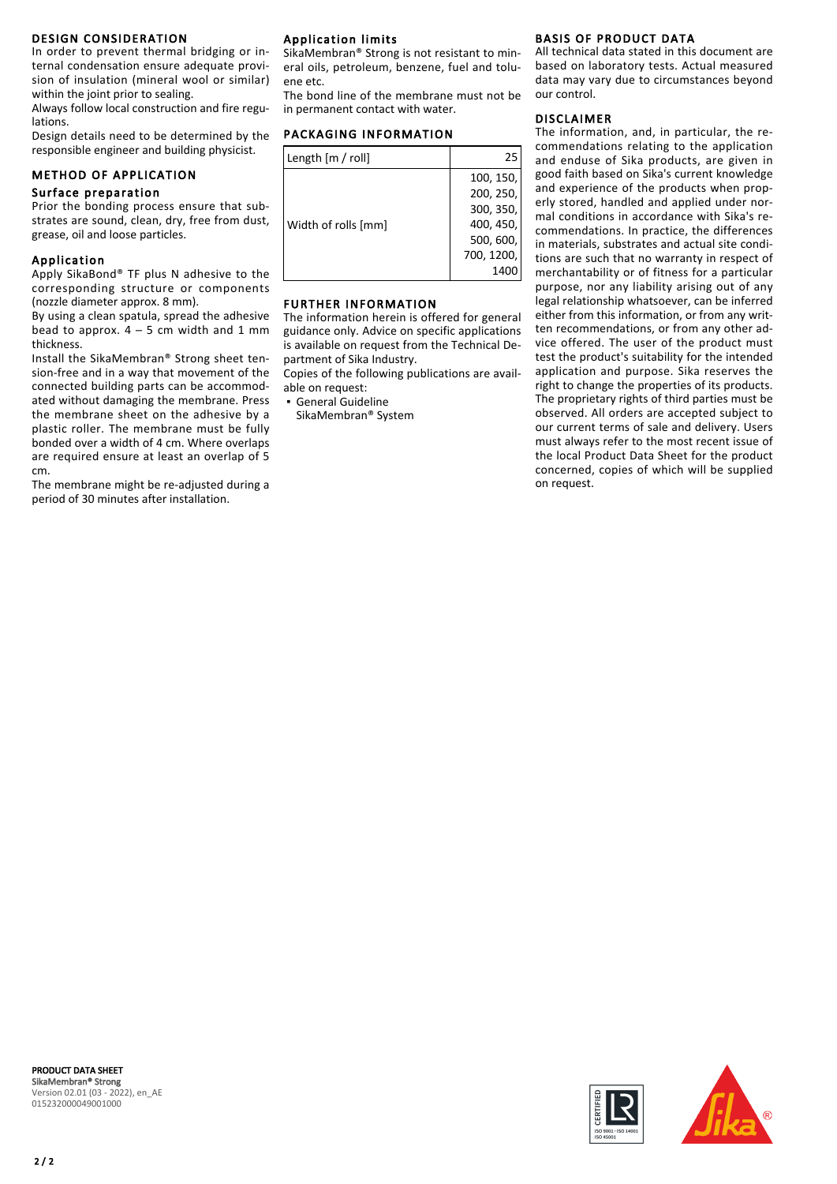## DESIGN CONSIDERATION

In order to prevent thermal bridging or internal condensation ensure adequate provision of insulation (mineral wool or similar) within the joint prior to sealing.

Always follow local construction and fire regulations.

Design details need to be determined by the responsible engineer and building physicist.

## METHOD OF APPLICATION

### Surface preparation

Prior the bonding process ensure that substrates are sound, clean, dry, free from dust, grease, oil and loose particles.

### Application

Apply SikaBond® TF plus N adhesive to the corresponding structure or components (nozzle diameter approx. 8 mm).

By using a clean spatula, spread the adhesive bead to approx. 4 – 5 cm width and 1 mm thickness.

Install the SikaMembran® Strong sheet tension-free and in a way that movement of the connected building parts can be accommodated without damaging the membrane. Press the membrane sheet on the adhesive by a plastic roller. The membrane must be fully bonded over a width of 4 cm. Where overlaps are required ensure at least an overlap of 5 cm.

The membrane might be re-adjusted during a period of 30 minutes after installation.

### Application limits

SikaMembran® Strong is not resistant to mineral oils, petroleum, benzene, fuel and toluene etc.

The bond line of the membrane must not be in permanent contact with water.

## PACKAGING INFORMATION

| | |
|---|---|
| Length [m / roll] | 25 |
| Width of rolls [mm] | 100, 150, 200, 250, 300, 350, 400, 450, 500, 600, 700, 1200, 1400 |

## FURTHER INFORMATION

The information herein is offered for general guidance only. Advice on specific applications is available on request from the Technical Department of Sika Industry.

Copies of the following publications are available on request:

- General Guideline SikaMembran® System

## BASIS OF PRODUCT DATA

All technical data stated in this document are based on laboratory tests. Actual measured data may vary due to circumstances beyond our control.

## DISCLAIMER

The information, and, in particular, the recommendations relating to the application and enduse of Sika products, are given in good faith based on Sika's current knowledge and experience of the products when properly stored, handled and applied under normal conditions in accordance with Sika's recommendations. In practice, the differences in materials, substrates and actual site conditions are such that no warranty in respect of merchantability or of fitness for a particular purpose, nor any liability arising out of any legal relationship whatsoever, can be inferred either from this information, or from any written recommendations, or from any other advice offered. The user of the product must test the product's suitability for the intended application and purpose. Sika reserves the right to change the properties of its products. The proprietary rights of third parties must be observed. All orders are accepted subject to our current terms of sale and delivery. Users must always refer to the most recent issue of the local Product Data Sheet for the product concerned, copies of which will be supplied on request.

**PRODUCT DATA SHEET**
**SikaMembran® Strong**
Version 02.01 (03 - 2022), en_AE
015232000049001000